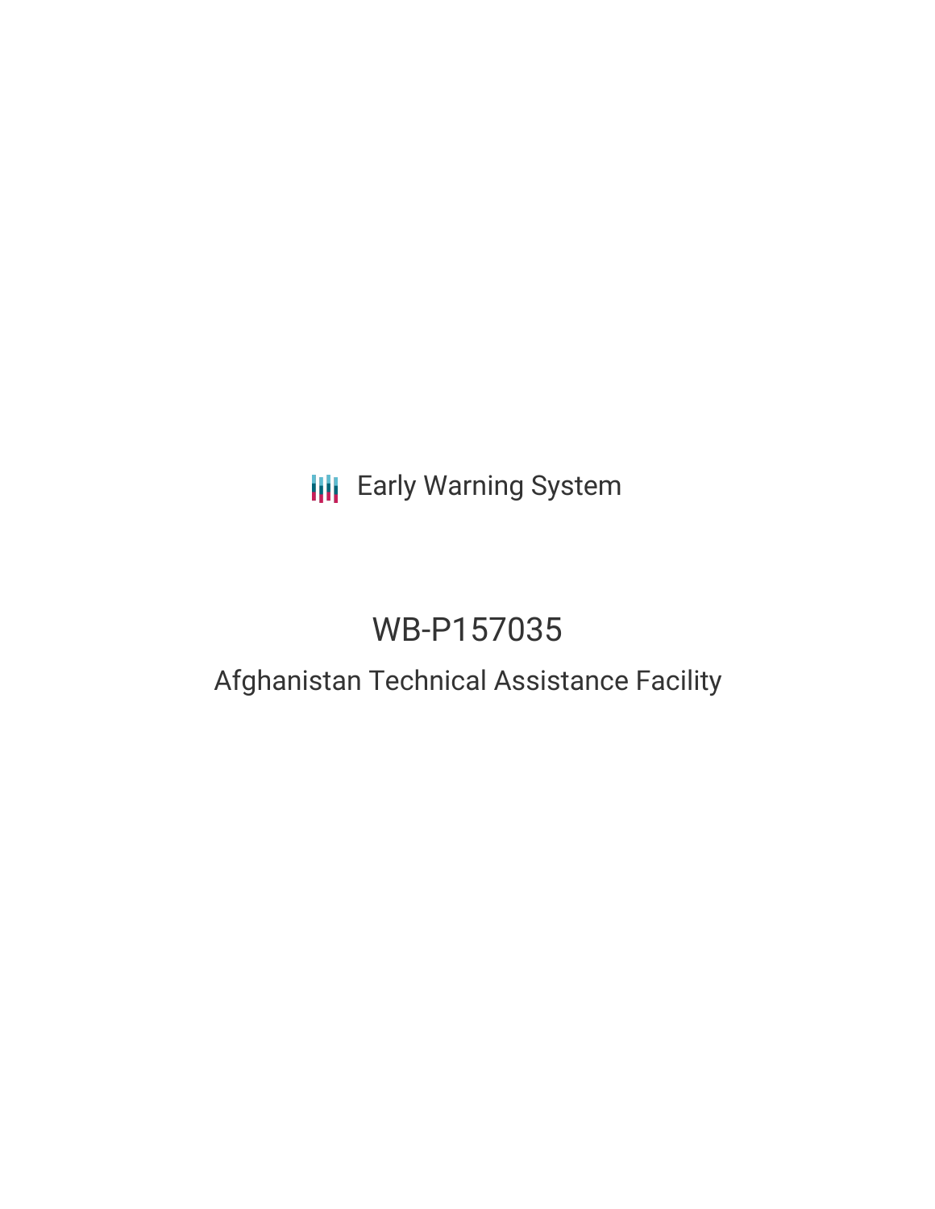Early Warning System

# WB-P157035

## Afghanistan Technical Assistance Facility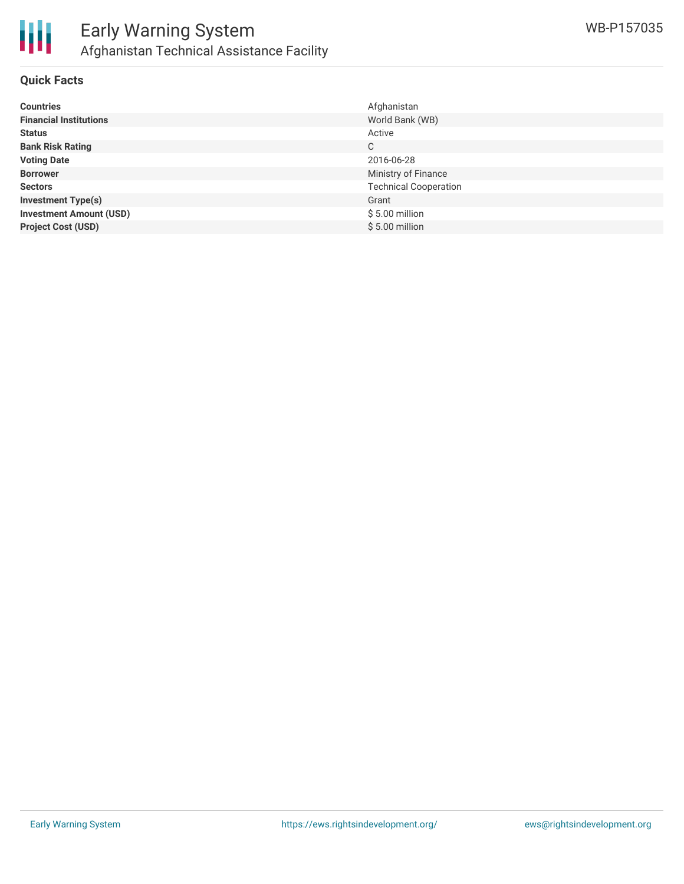# Early Warning System

## Afghanistan Technical Assistance Facility

WB-P157035

### Quick Facts

| | |
|---|---|
| **Countries** | Afghanistan |
| **Financial Institutions** | World Bank (WB) |
| **Status** | Active |
| **Bank Risk Rating** | C |
| **Voting Date** | 2016-06-28 |
| **Borrower** | Ministry of Finance |
| **Sectors** | Technical Cooperation |
| **Investment Type(s)** | Grant |
| **Investment Amount (USD)** | $ 5.00 million |
| **Project Cost (USD)** | $ 5.00 million |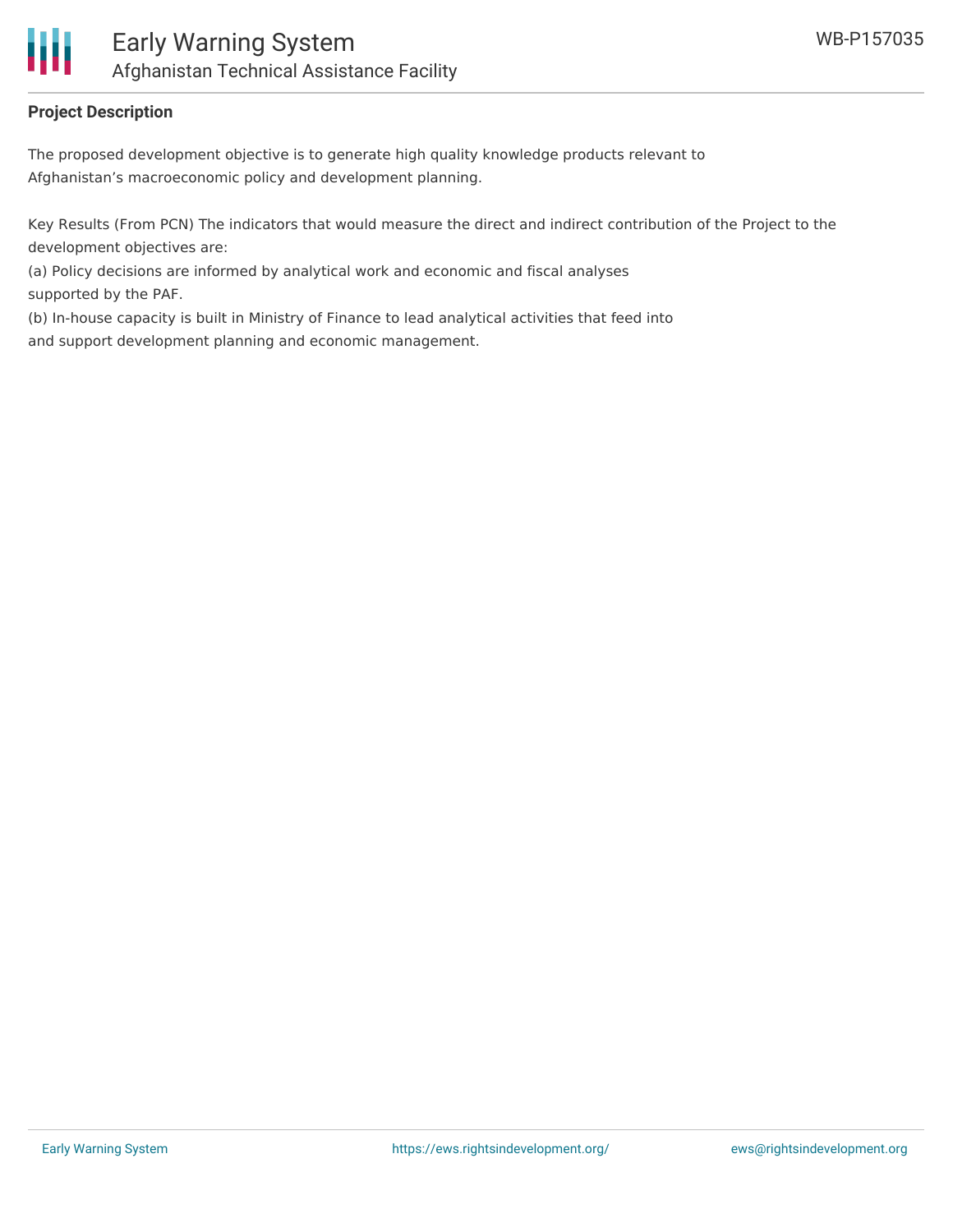## Project Description

The proposed development objective is to generate high quality knowledge products relevant to Afghanistan's macroeconomic policy and development planning.

Key Results (From PCN) The indicators that would measure the direct and indirect contribution of the Project to the development objectives are:

(a) Policy decisions are informed by analytical work and economic and fiscal analyses supported by the PAF.

(b) In-house capacity is built in Ministry of Finance to lead analytical activities that feed into and support development planning and economic management.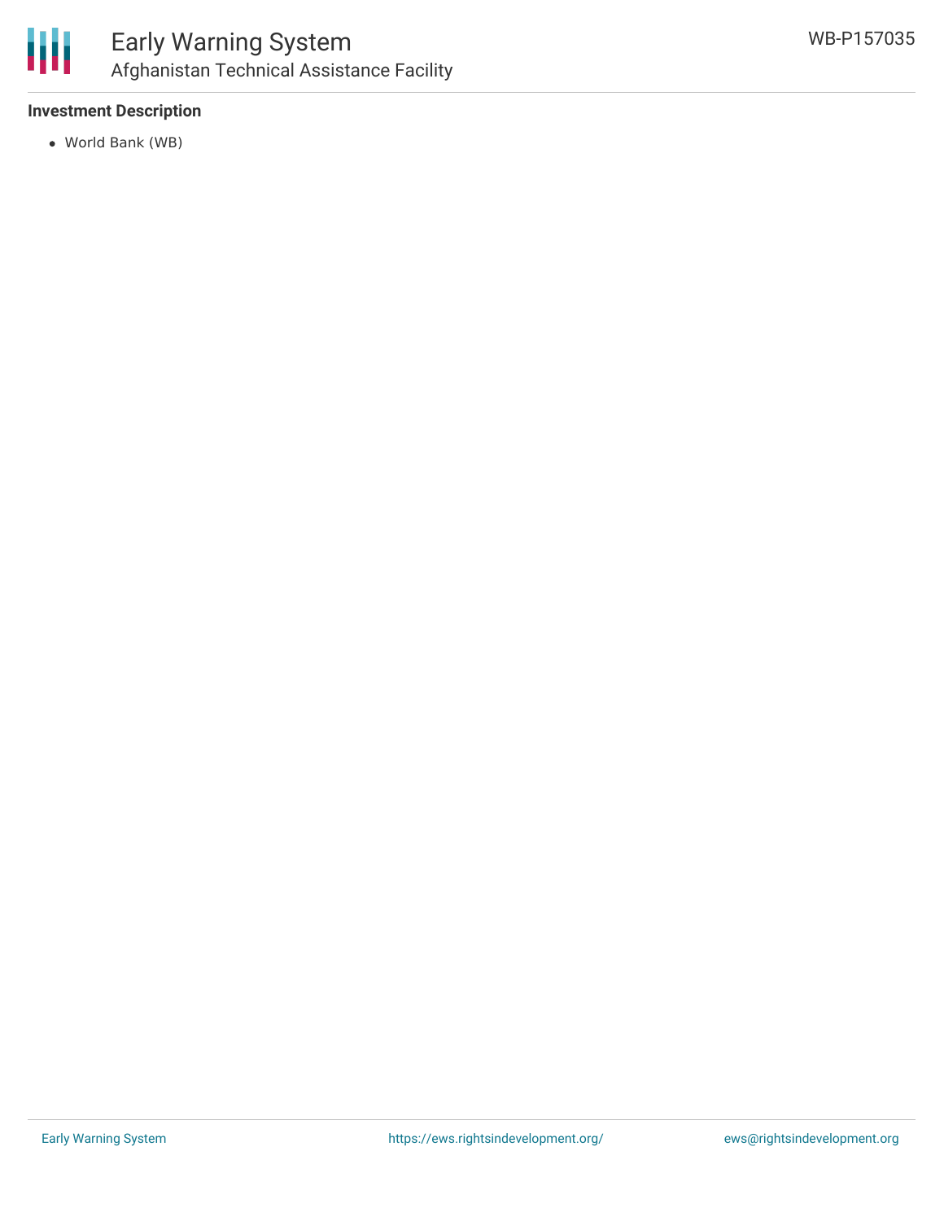### Investment Description

- World Bank (WB)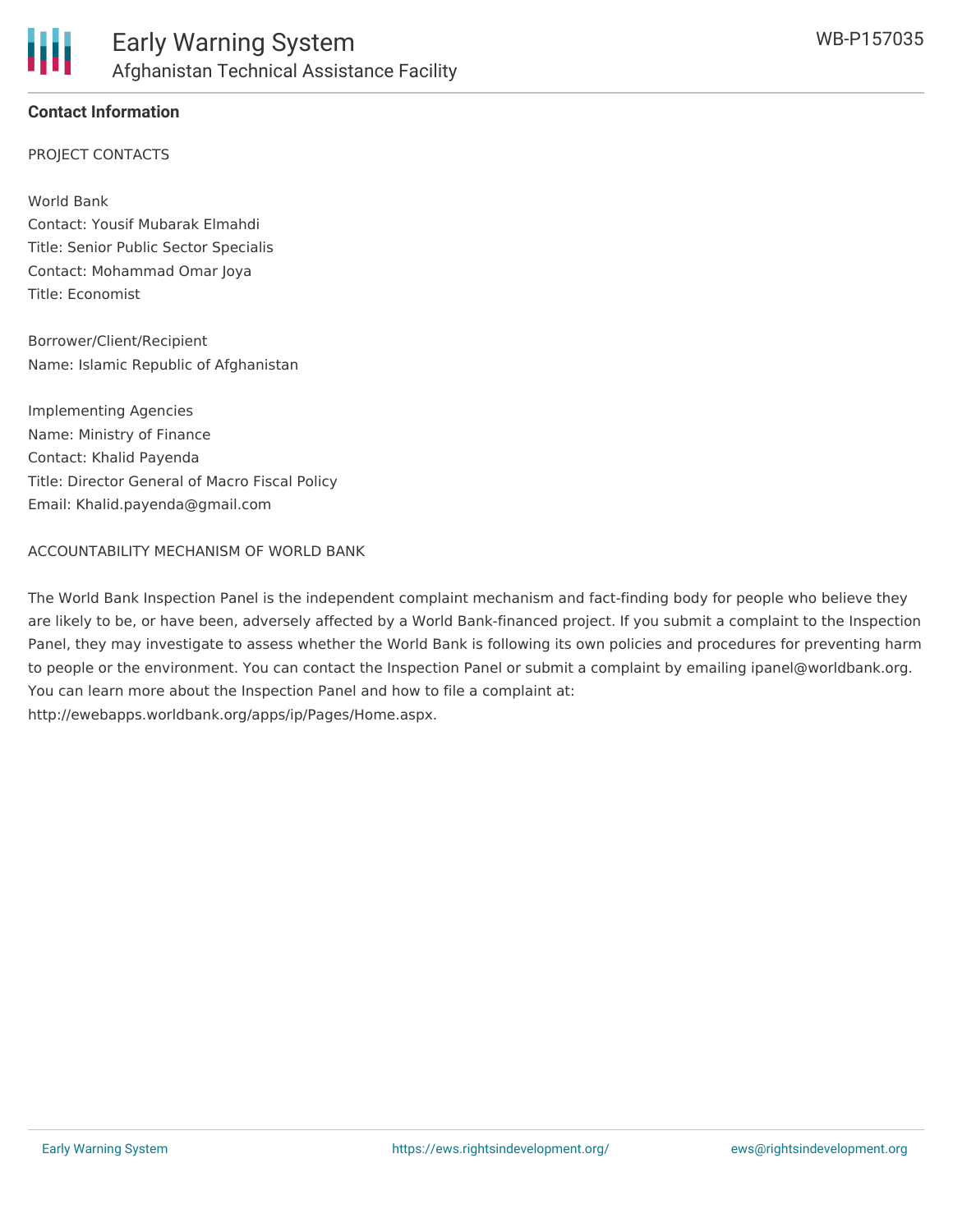## Contact Information

PROJECT CONTACTS

World Bank
Contact: Yousif Mubarak Elmahdi
Title: Senior Public Sector Specialis
Contact: Mohammad Omar Joya
Title: Economist

Borrower/Client/Recipient
Name: Islamic Republic of Afghanistan

Implementing Agencies
Name: Ministry of Finance
Contact: Khalid Payenda
Title: Director General of Macro Fiscal Policy
Email: Khalid.payenda@gmail.com

ACCOUNTABILITY MECHANISM OF WORLD BANK

The World Bank Inspection Panel is the independent complaint mechanism and fact-finding body for people who believe they are likely to be, or have been, adversely affected by a World Bank-financed project. If you submit a complaint to the Inspection Panel, they may investigate to assess whether the World Bank is following its own policies and procedures for preventing harm to people or the environment. You can contact the Inspection Panel or submit a complaint by emailing ipanel@worldbank.org. You can learn more about the Inspection Panel and how to file a complaint at: http://ewebapps.worldbank.org/apps/ip/Pages/Home.aspx.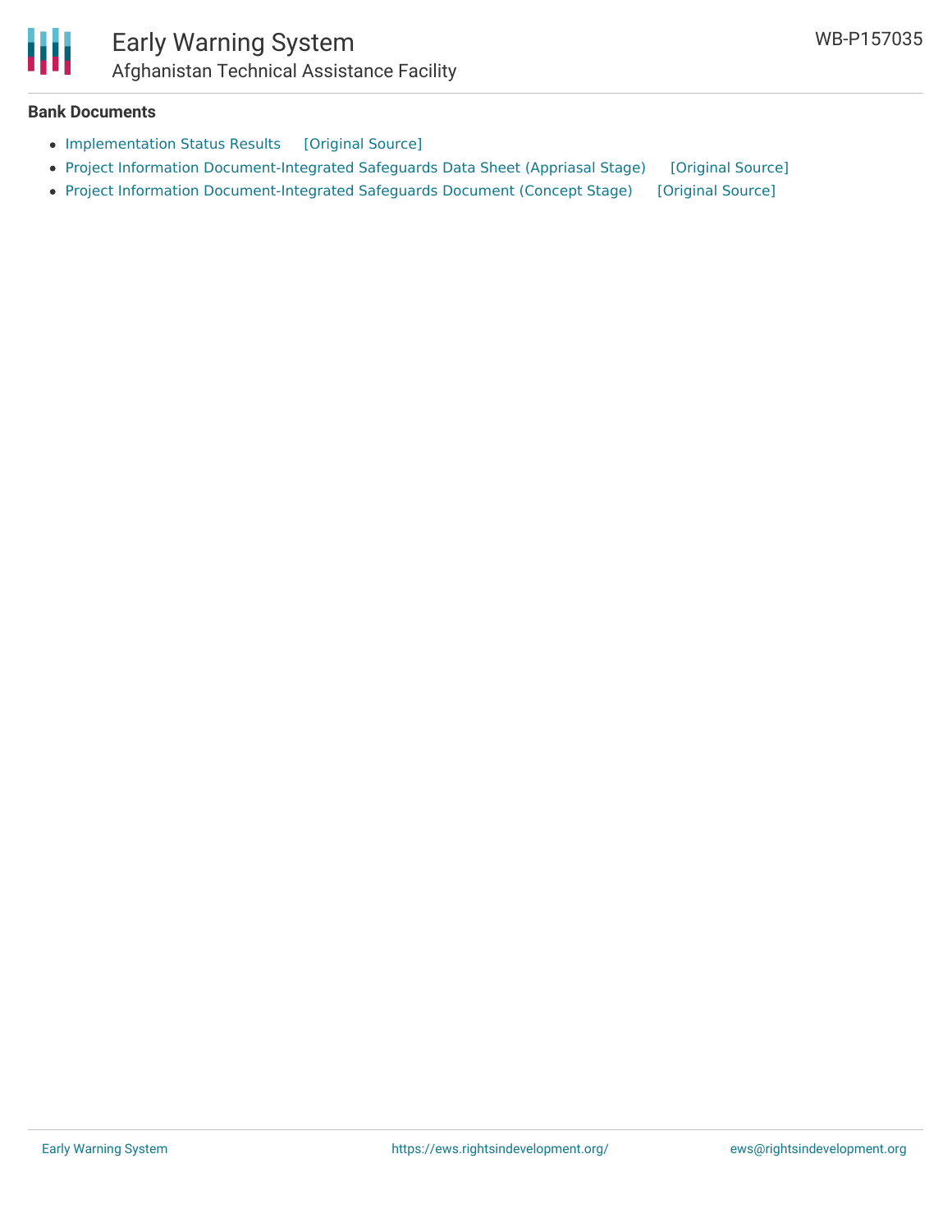**Bank Documents**

- Implementation Status Results [Original Source]
- Project Information Document-Integrated Safeguards Data Sheet (Appriasal Stage) [Original Source]
- Project Information Document-Integrated Safeguards Document (Concept Stage) [Original Source]